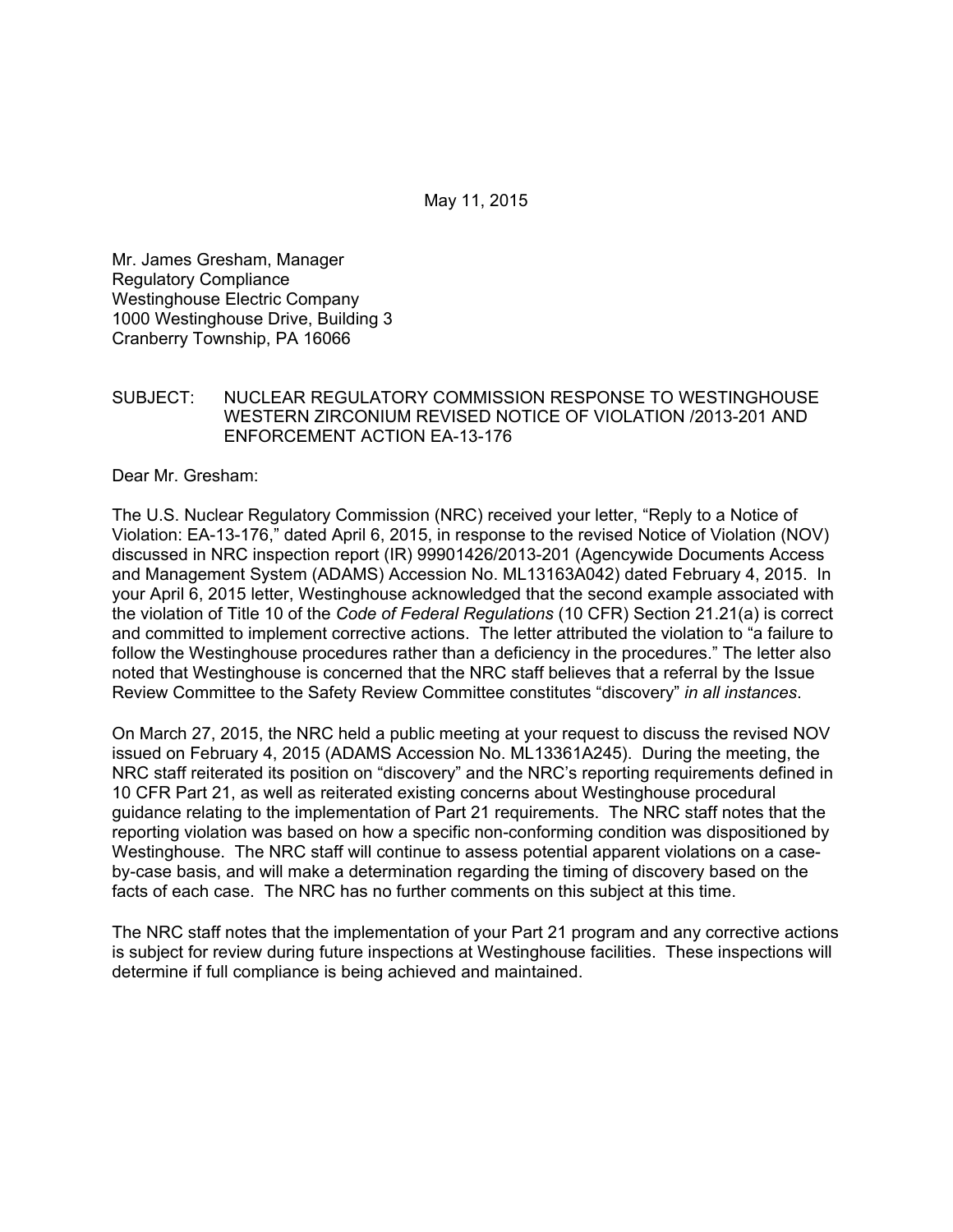May 11, 2015

Mr. James Gresham, Manager
Regulatory Compliance
Westinghouse Electric Company
1000 Westinghouse Drive, Building 3
Cranberry Township, PA 16066

SUBJECT: NUCLEAR REGULATORY COMMISSION RESPONSE TO WESTINGHOUSE WESTERN ZIRCONIUM REVISED NOTICE OF VIOLATION /2013-201 AND ENFORCEMENT ACTION EA-13-176

Dear Mr. Gresham:

The U.S. Nuclear Regulatory Commission (NRC) received your letter, "Reply to a Notice of Violation: EA-13-176," dated April 6, 2015, in response to the revised Notice of Violation (NOV) discussed in NRC inspection report (IR) 99901426/2013-201 (Agencywide Documents Access and Management System (ADAMS) Accession No. ML13163A042) dated February 4, 2015. In your April 6, 2015 letter, Westinghouse acknowledged that the second example associated with the violation of Title 10 of the *Code of Federal Regulations* (10 CFR) Section 21.21(a) is correct and committed to implement corrective actions. The letter attributed the violation to "a failure to follow the Westinghouse procedures rather than a deficiency in the procedures." The letter also noted that Westinghouse is concerned that the NRC staff believes that a referral by the Issue Review Committee to the Safety Review Committee constitutes "discovery" *in all instances*.

On March 27, 2015, the NRC held a public meeting at your request to discuss the revised NOV issued on February 4, 2015 (ADAMS Accession No. ML13361A245). During the meeting, the NRC staff reiterated its position on "discovery" and the NRC's reporting requirements defined in 10 CFR Part 21, as well as reiterated existing concerns about Westinghouse procedural guidance relating to the implementation of Part 21 requirements. The NRC staff notes that the reporting violation was based on how a specific non-conforming condition was dispositioned by Westinghouse. The NRC staff will continue to assess potential apparent violations on a case-by-case basis, and will make a determination regarding the timing of discovery based on the facts of each case. The NRC has no further comments on this subject at this time.

The NRC staff notes that the implementation of your Part 21 program and any corrective actions is subject for review during future inspections at Westinghouse facilities. These inspections will determine if full compliance is being achieved and maintained.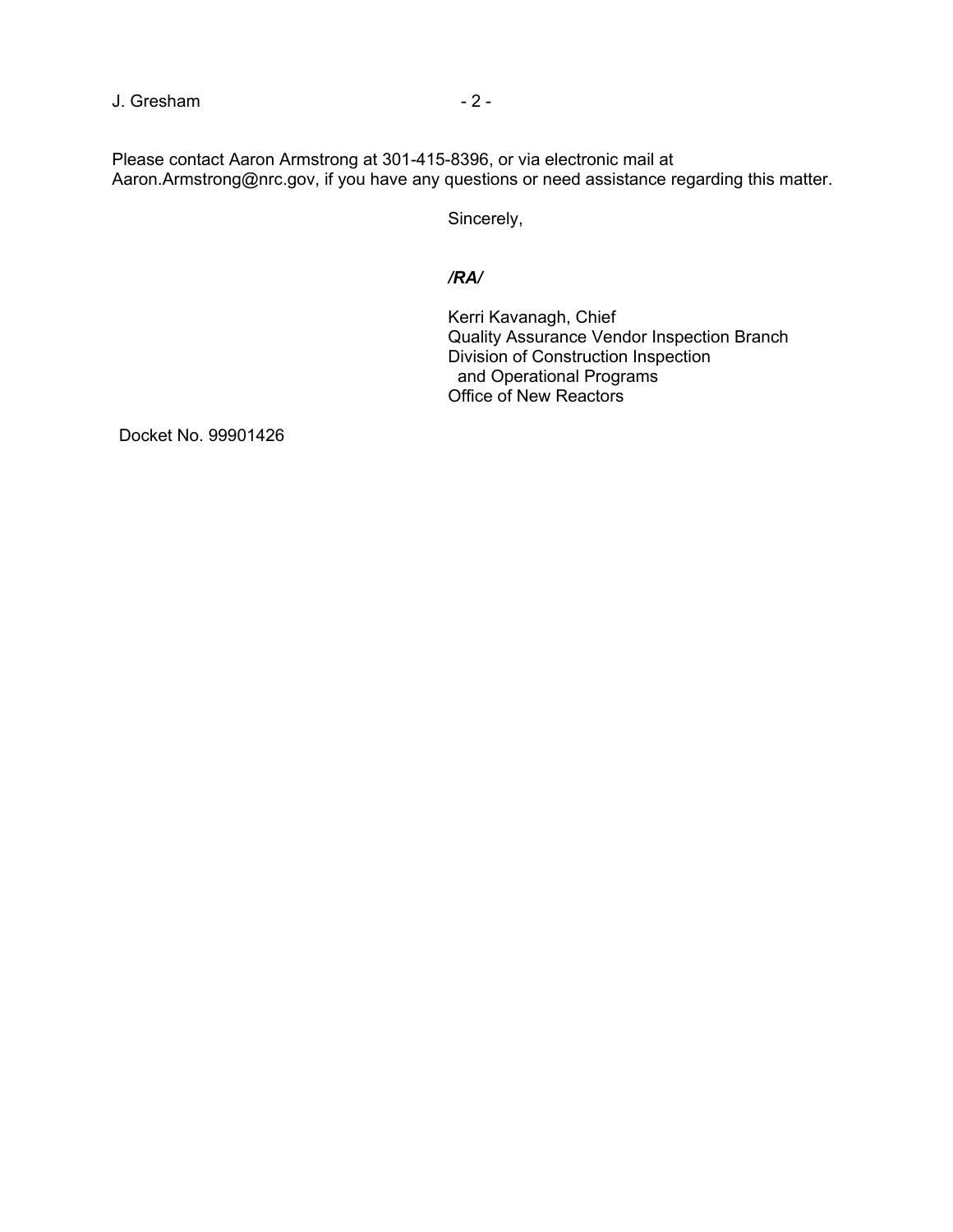Please contact Aaron Armstrong at 301-415-8396, or via electronic mail at Aaron.Armstrong@nrc.gov, if you have any questions or need assistance regarding this matter.

Sincerely,

***/RA/***

Kerri Kavanagh, Chief
Quality Assurance Vendor Inspection Branch
Division of Construction Inspection
and Operational Programs
Office of New Reactors

Docket No. 99901426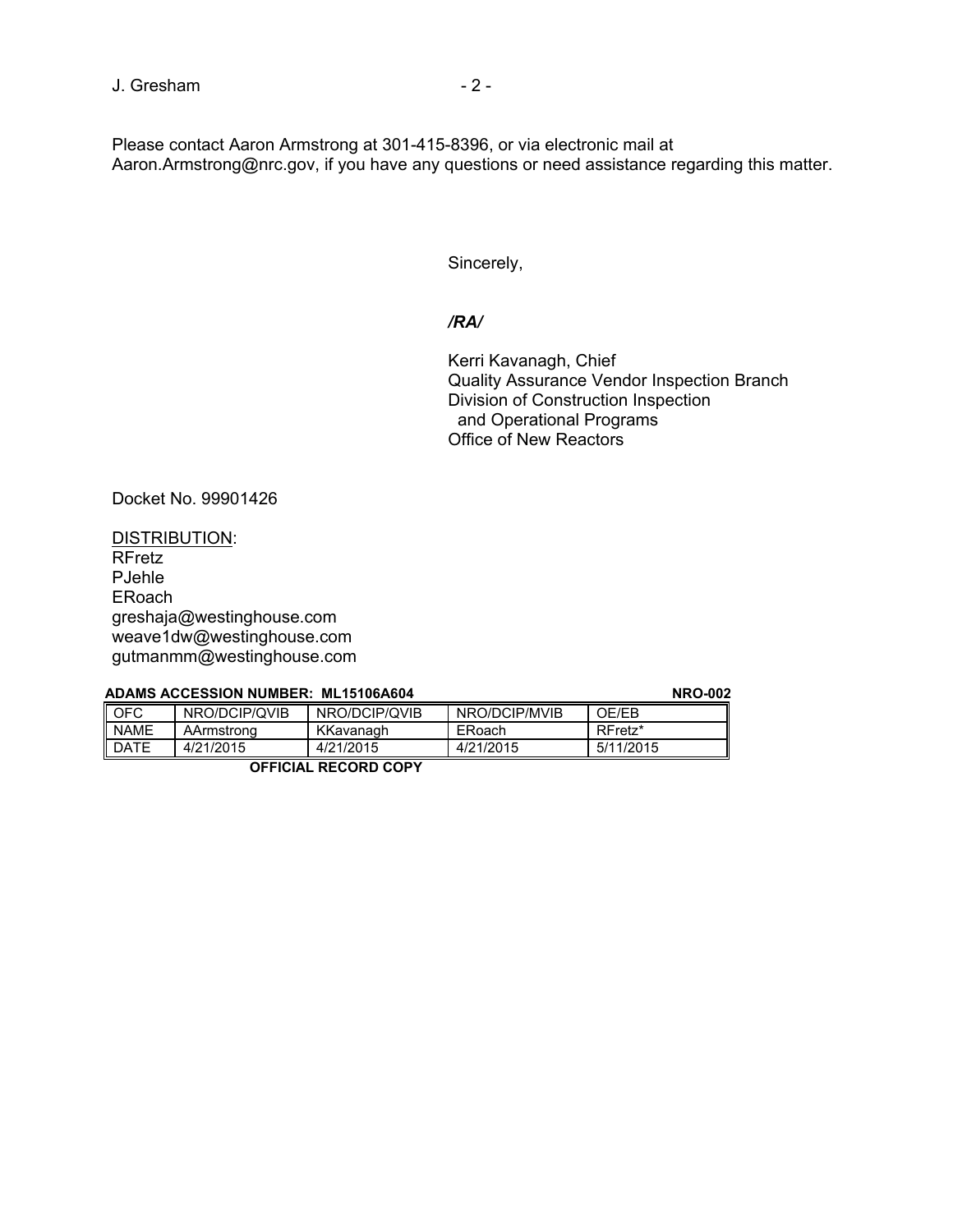Please contact Aaron Armstrong at 301-415-8396, or via electronic mail at Aaron.Armstrong@nrc.gov, if you have any questions or need assistance regarding this matter.

Sincerely,

*/RA/*

Kerri Kavanagh, Chief
Quality Assurance Vendor Inspection Branch
Division of Construction Inspection
and Operational Programs
Office of New Reactors

Docket No. 99901426

DISTRIBUTION:
RFretz
PJehle
ERoach
greshaja@westinghouse.com
weave1dw@westinghouse.com
gutmanmm@westinghouse.com

**ADAMS ACCESSION NUMBER: ML15106A604** **NRO-002**

| OFC | NRO/DCIP/QVIB | NRO/DCIP/QVIB | NRO/DCIP/MVIB | OE/EB |
|---|---|---|---|---|
| NAME | AArmstrong | KKavanagh | ERoach | RFretz* |
| DATE | 4/21/2015 | 4/21/2015 | 4/21/2015 | 5/11/2015 |

**OFFICIAL RECORD COPY**